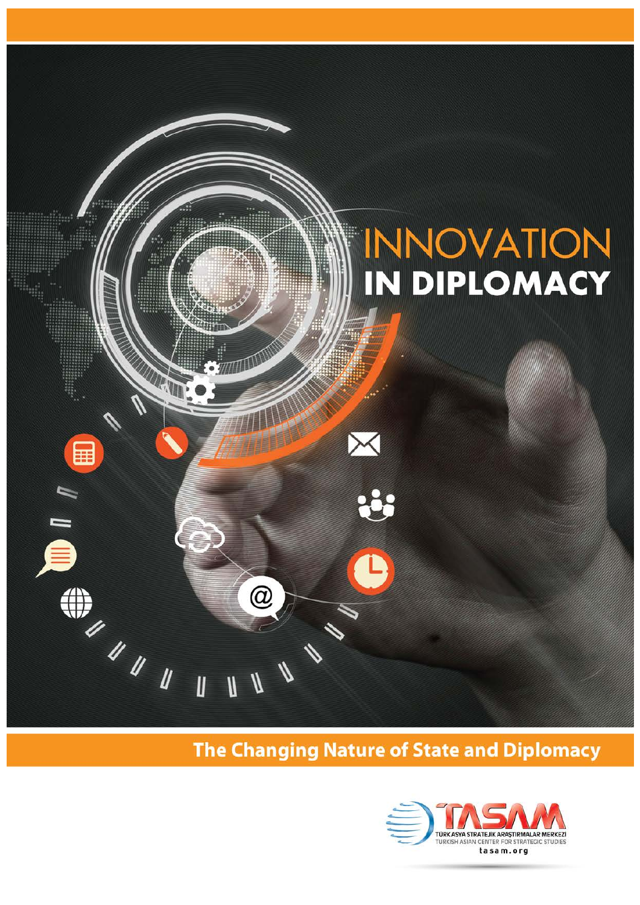# INNOVATION IN DIPLOMACY

## The Changing Nature of State and Diplomacy

TÜRK ASYA STRATEJİK ARAŞTIRMALAR MERKEZİ
TURKISH ASIAN CENTER FOR STRATEGIC STUDIES
tasam.org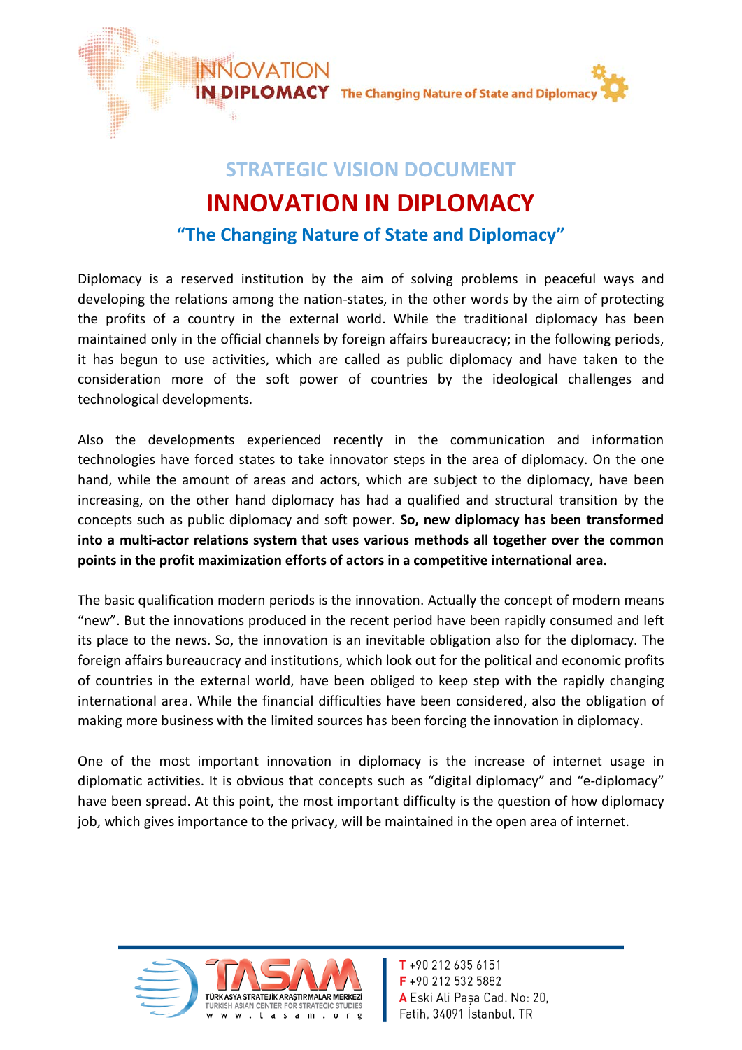## STRATEGIC VISION DOCUMENT

# INNOVATION IN DIPLOMACY

### "The Changing Nature of State and Diplomacy"

Diplomacy is a reserved institution by the aim of solving problems in peaceful ways and developing the relations among the nation-states, in the other words by the aim of protecting the profits of a country in the external world. While the traditional diplomacy has been maintained only in the official channels by foreign affairs bureaucracy; in the following periods, it has begun to use activities, which are called as public diplomacy and have taken to the consideration more of the soft power of countries by the ideological challenges and technological developments.

Also the developments experienced recently in the communication and information technologies have forced states to take innovator steps in the area of diplomacy. On the one hand, while the amount of areas and actors, which are subject to the diplomacy, have been increasing, on the other hand diplomacy has had a qualified and structural transition by the concepts such as public diplomacy and soft power. **So, new diplomacy has been transformed into a multi-actor relations system that uses various methods all together over the common points in the profit maximization efforts of actors in a competitive international area.**

The basic qualification modern periods is the innovation. Actually the concept of modern means "new". But the innovations produced in the recent period have been rapidly consumed and left its place to the news. So, the innovation is an inevitable obligation also for the diplomacy. The foreign affairs bureaucracy and institutions, which look out for the political and economic profits of countries in the external world, have been obliged to keep step with the rapidly changing international area. While the financial difficulties have been considered, also the obligation of making more business with the limited sources has been forcing the innovation in diplomacy.

One of the most important innovation in diplomacy is the increase of internet usage in diplomatic activities. It is obvious that concepts such as "digital diplomacy" and "e-diplomacy" have been spread. At this point, the most important difficulty is the question of how diplomacy job, which gives importance to the privacy, will be maintained in the open area of internet.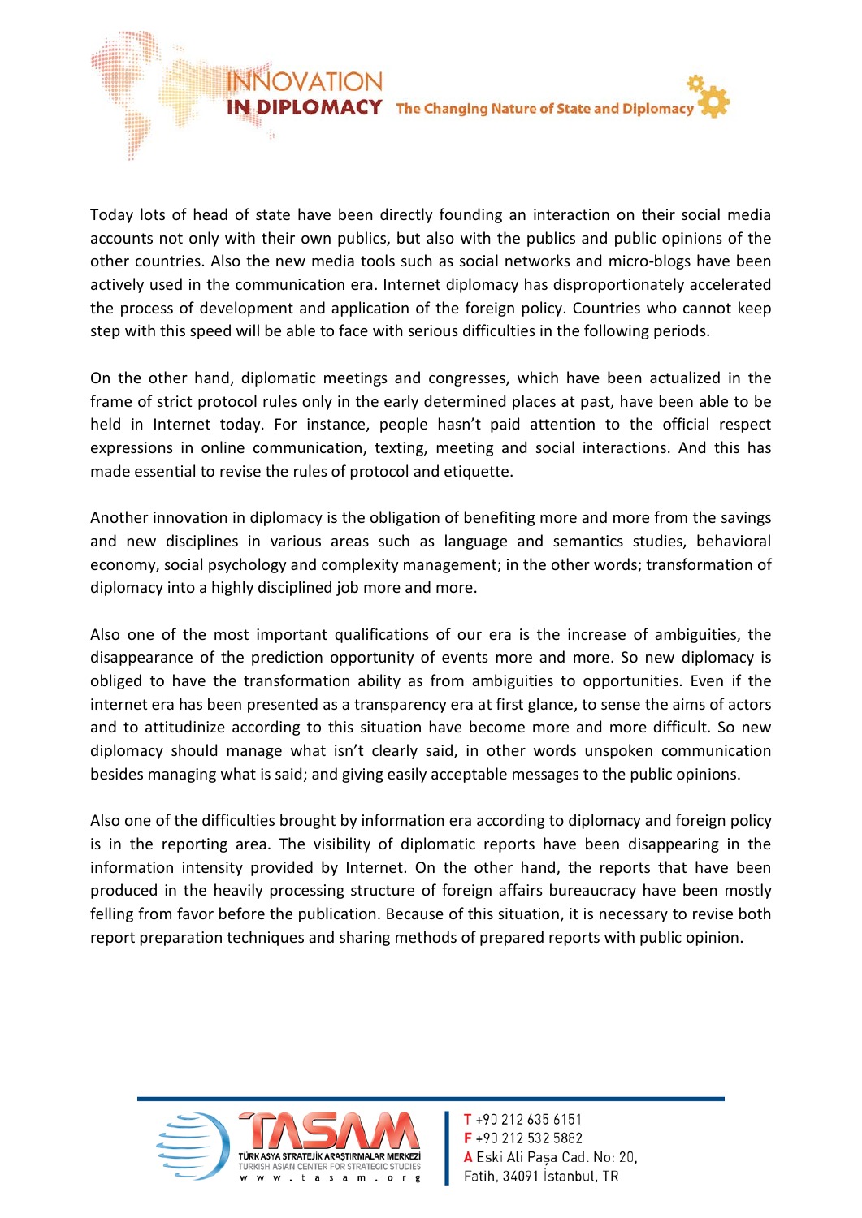Today lots of head of state have been directly founding an interaction on their social media accounts not only with their own publics, but also with the publics and public opinions of the other countries. Also the new media tools such as social networks and micro-blogs have been actively used in the communication era. Internet diplomacy has disproportionately accelerated the process of development and application of the foreign policy. Countries who cannot keep step with this speed will be able to face with serious difficulties in the following periods.

On the other hand, diplomatic meetings and congresses, which have been actualized in the frame of strict protocol rules only in the early determined places at past, have been able to be held in Internet today. For instance, people hasn't paid attention to the official respect expressions in online communication, texting, meeting and social interactions. And this has made essential to revise the rules of protocol and etiquette.

Another innovation in diplomacy is the obligation of benefiting more and more from the savings and new disciplines in various areas such as language and semantics studies, behavioral economy, social psychology and complexity management; in the other words; transformation of diplomacy into a highly disciplined job more and more.

Also one of the most important qualifications of our era is the increase of ambiguities, the disappearance of the prediction opportunity of events more and more. So new diplomacy is obliged to have the transformation ability as from ambiguities to opportunities. Even if the internet era has been presented as a transparency era at first glance, to sense the aims of actors and to attitudinize according to this situation have become more and more difficult. So new diplomacy should manage what isn't clearly said, in other words unspoken communication besides managing what is said; and giving easily acceptable messages to the public opinions.

Also one of the difficulties brought by information era according to diplomacy and foreign policy is in the reporting area. The visibility of diplomatic reports have been disappearing in the information intensity provided by Internet. On the other hand, the reports that have been produced in the heavily processing structure of foreign affairs bureaucracy have been mostly felling from favor before the publication. Because of this situation, it is necessary to revise both report preparation techniques and sharing methods of prepared reports with public opinion.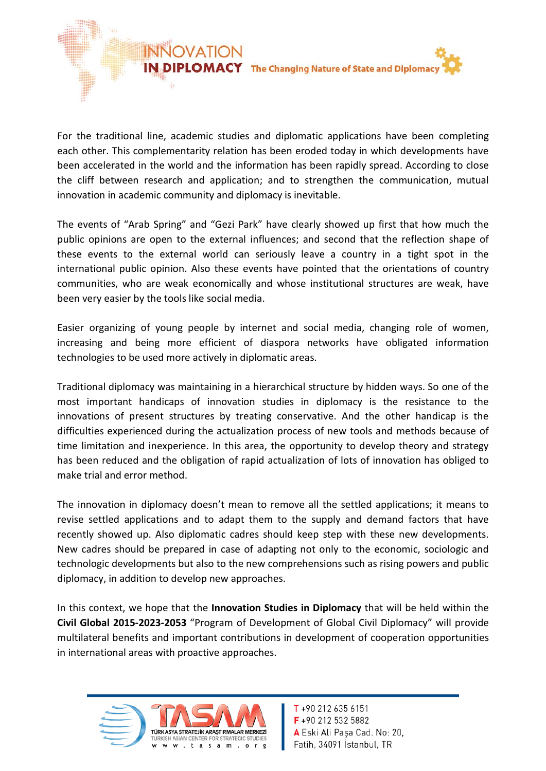For the traditional line, academic studies and diplomatic applications have been completing each other. This complementarity relation has been eroded today in which developments have been accelerated in the world and the information has been rapidly spread. According to close the cliff between research and application; and to strengthen the communication, mutual innovation in academic community and diplomacy is inevitable.

The events of "Arab Spring" and "Gezi Park" have clearly showed up first that how much the public opinions are open to the external influences; and second that the reflection shape of these events to the external world can seriously leave a country in a tight spot in the international public opinion. Also these events have pointed that the orientations of country communities, who are weak economically and whose institutional structures are weak, have been very easier by the tools like social media.

Easier organizing of young people by internet and social media, changing role of women, increasing and being more efficient of diaspora networks have obligated information technologies to be used more actively in diplomatic areas.

Traditional diplomacy was maintaining in a hierarchical structure by hidden ways. So one of the most important handicaps of innovation studies in diplomacy is the resistance to the innovations of present structures by treating conservative. And the other handicap is the difficulties experienced during the actualization process of new tools and methods because of time limitation and inexperience. In this area, the opportunity to develop theory and strategy has been reduced and the obligation of rapid actualization of lots of innovation has obliged to make trial and error method.

The innovation in diplomacy doesn't mean to remove all the settled applications; it means to revise settled applications and to adapt them to the supply and demand factors that have recently showed up. Also diplomatic cadres should keep step with these new developments. New cadres should be prepared in case of adapting not only to the economic, sociologic and technologic developments but also to the new comprehensions such as rising powers and public diplomacy, in addition to develop new approaches.

In this context, we hope that the **Innovation Studies in Diplomacy** that will be held within the **Civil Global 2015-2023-2053** "Program of Development of Global Civil Diplomacy" will provide multilateral benefits and important contributions in development of cooperation opportunities in international areas with proactive approaches.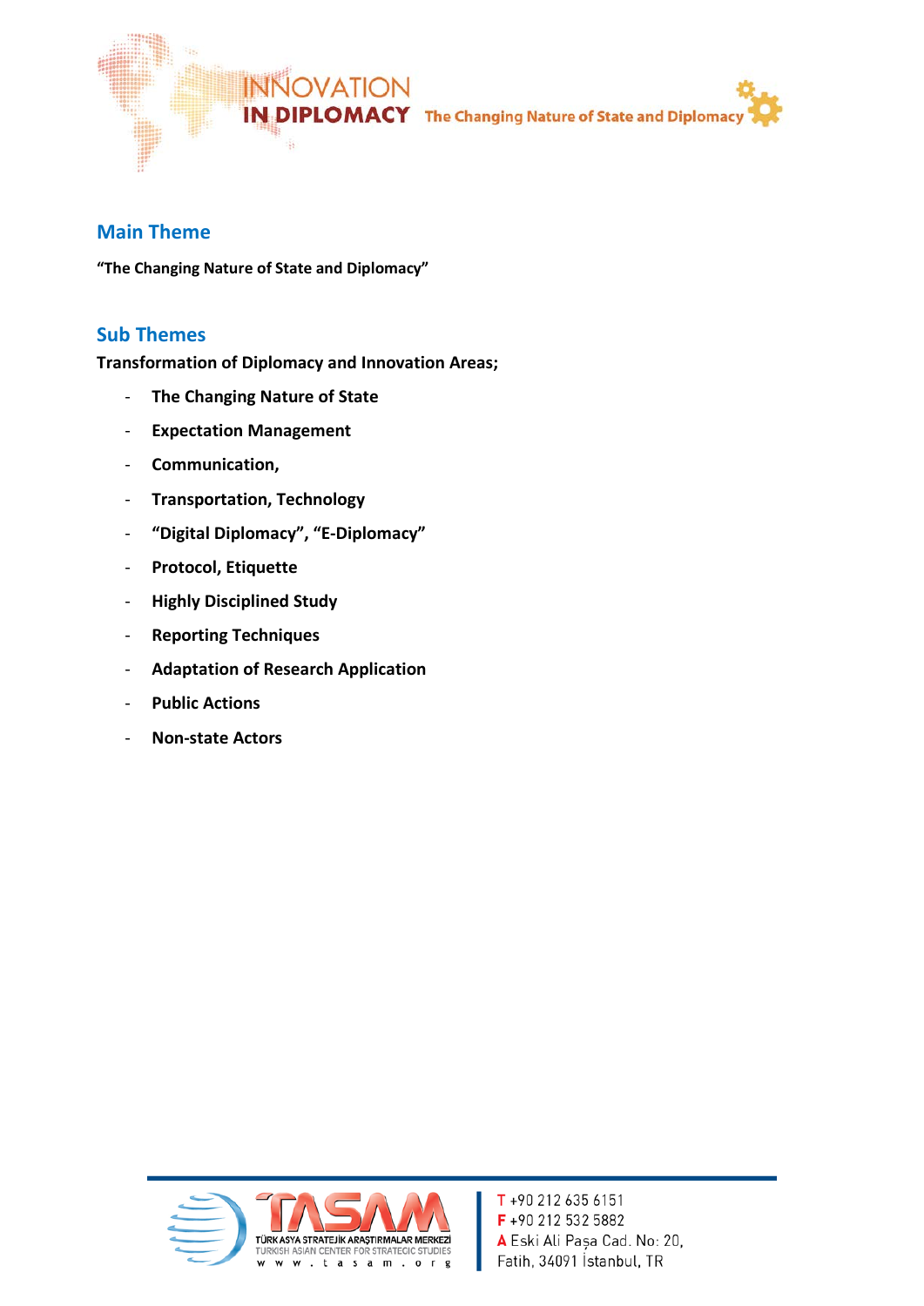## Main Theme

**"The Changing Nature of State and Diplomacy"**

## Sub Themes

**Transformation of Diplomacy and Innovation Areas;**

- **The Changing Nature of State**
- **Expectation Management**
- **Communication,**
- **Transportation, Technology**
- **"Digital Diplomacy", "E-Diplomacy"**
- **Protocol, Etiquette**
- **Highly Disciplined Study**
- **Reporting Techniques**
- **Adaptation of Research Application**
- **Public Actions**
- **Non-state Actors**